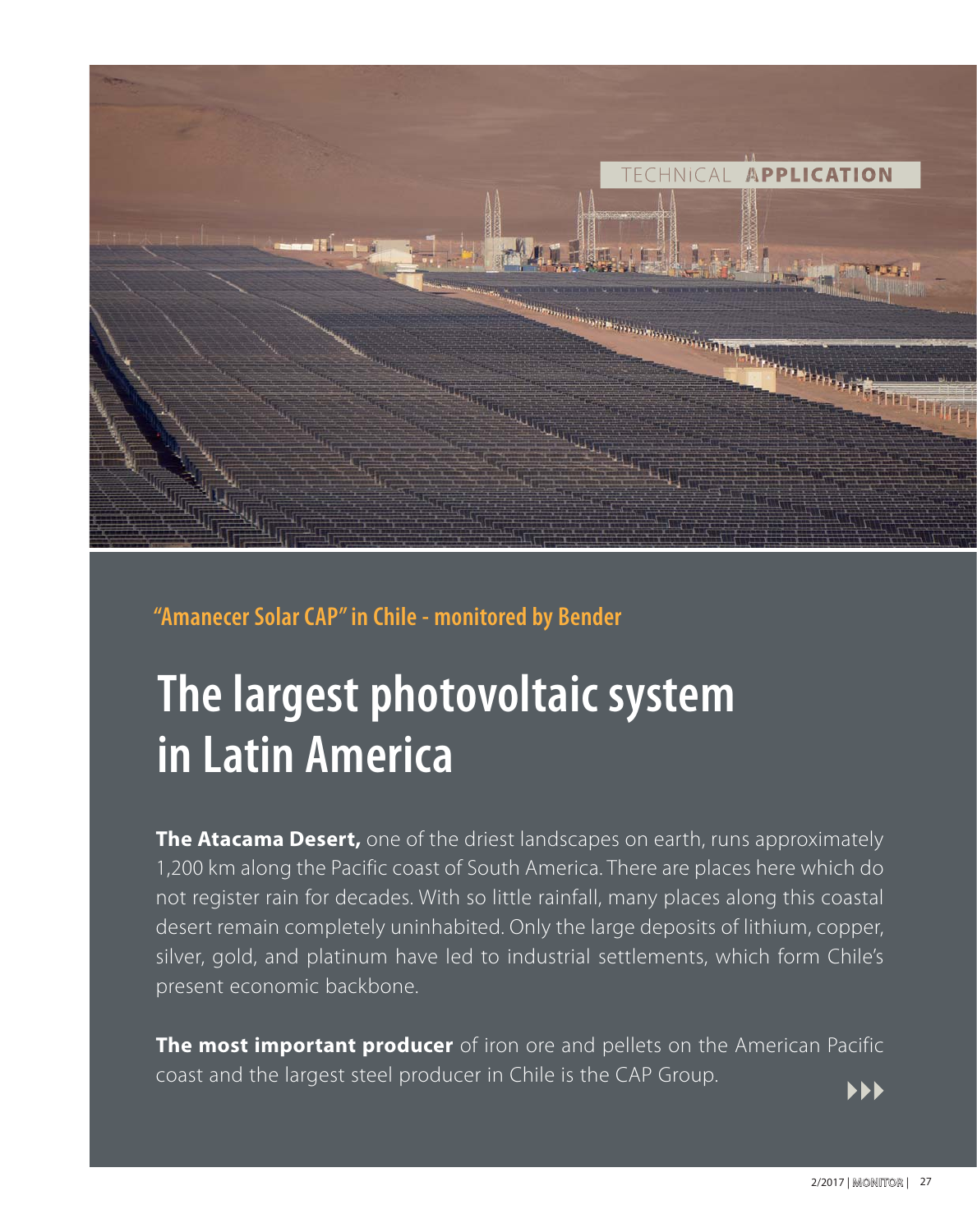TECHNICAL **APPLICATION**

**"Amanecer Solar CAP" in Chile - monitored by Bender**

# The largest photovoltaic system in Latin America

**The Atacama Desert,** one of the driest landscapes on earth, runs approximately 1,200 km along the Pacific coast of South America. There are places here which do not register rain for decades. With so little rainfall, many places along this coastal desert remain completely uninhabited. Only the large deposits of lithium, copper, silver, gold, and platinum have led to industrial settlements, which form Chile's present economic backbone.

**The most important producer** of iron ore and pellets on the American Pacific coast and the largest steel producer in Chile is the CAP Group.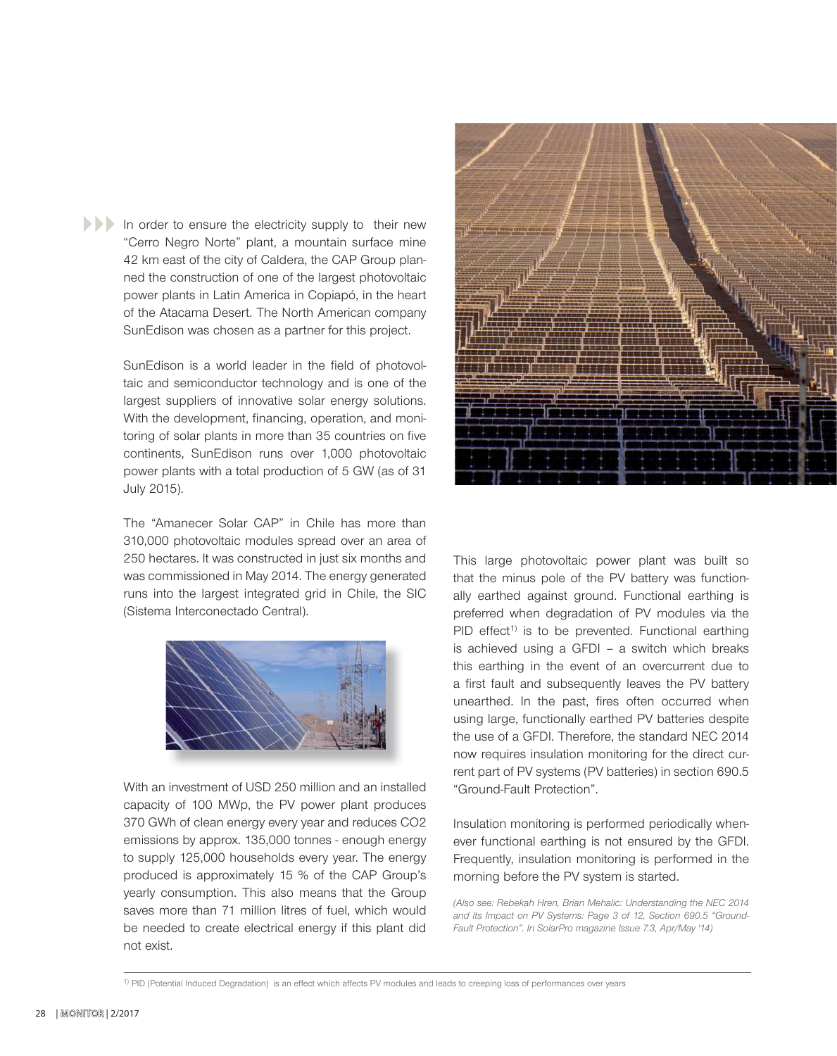In order to ensure the electricity supply to their new "Cerro Negro Norte" plant, a mountain surface mine 42 km east of the city of Caldera, the CAP Group planned the construction of one of the largest photovoltaic power plants in Latin America in Copiapó, in the heart of the Atacama Desert. The North American company SunEdison was chosen as a partner for this project.

SunEdison is a world leader in the field of photovoltaic and semiconductor technology and is one of the largest suppliers of innovative solar energy solutions. With the development, financing, operation, and monitoring of solar plants in more than 35 countries on five continents, SunEdison runs over 1,000 photovoltaic power plants with a total production of 5 GW (as of 31 July 2015).

The "Amanecer Solar CAP" in Chile has more than 310,000 photovoltaic modules spread over an area of 250 hectares. It was constructed in just six months and was commissioned in May 2014. The energy generated runs into the largest integrated grid in Chile, the SIC (Sistema Interconectado Central).

With an investment of USD 250 million and an installed capacity of 100 MWp, the PV power plant produces 370 GWh of clean energy every year and reduces $CO_2$ emissions by approx. 135,000 tonnes - enough energy to supply 125,000 households every year. The energy produced is approximately 15 % of the CAP Group's yearly consumption. This also means that the Group saves more than 71 million litres of fuel, which would be needed to create electrical energy if this plant did not exist.

This large photovoltaic power plant was built so that the minus pole of the PV battery was functionally earthed against ground. Functional earthing is preferred when degradation of PV modules via the PID effect[1] is to be prevented. Functional earthing is achieved using a GFDI – a switch which breaks this earthing in the event of an overcurrent due to a first fault and subsequently leaves the PV battery unearthed. In the past, fires often occurred when using large, functionally earthed PV batteries despite the use of a GFDI. Therefore, the standard NEC 2014 now requires insulation monitoring for the direct current part of PV systems (PV batteries) in section 690.5 "Ground-Fault Protection".

Insulation monitoring is performed periodically whenever functional earthing is not ensured by the GFDI. Frequently, insulation monitoring is performed in the morning before the PV system is started.

*(Also see: Rebekah Hren, Brian Mehalic: Understanding the NEC 2014 and Its Impact on PV Systems: Page 3 of 12, Section 690.5 "Ground-Fault Protection". In SolarPro magazine Issue 7.3, Apr/May '14)*

---

[1] PID (Potential Induced Degradation) is an effect which affects PV modules and leads to creeping loss of performances over years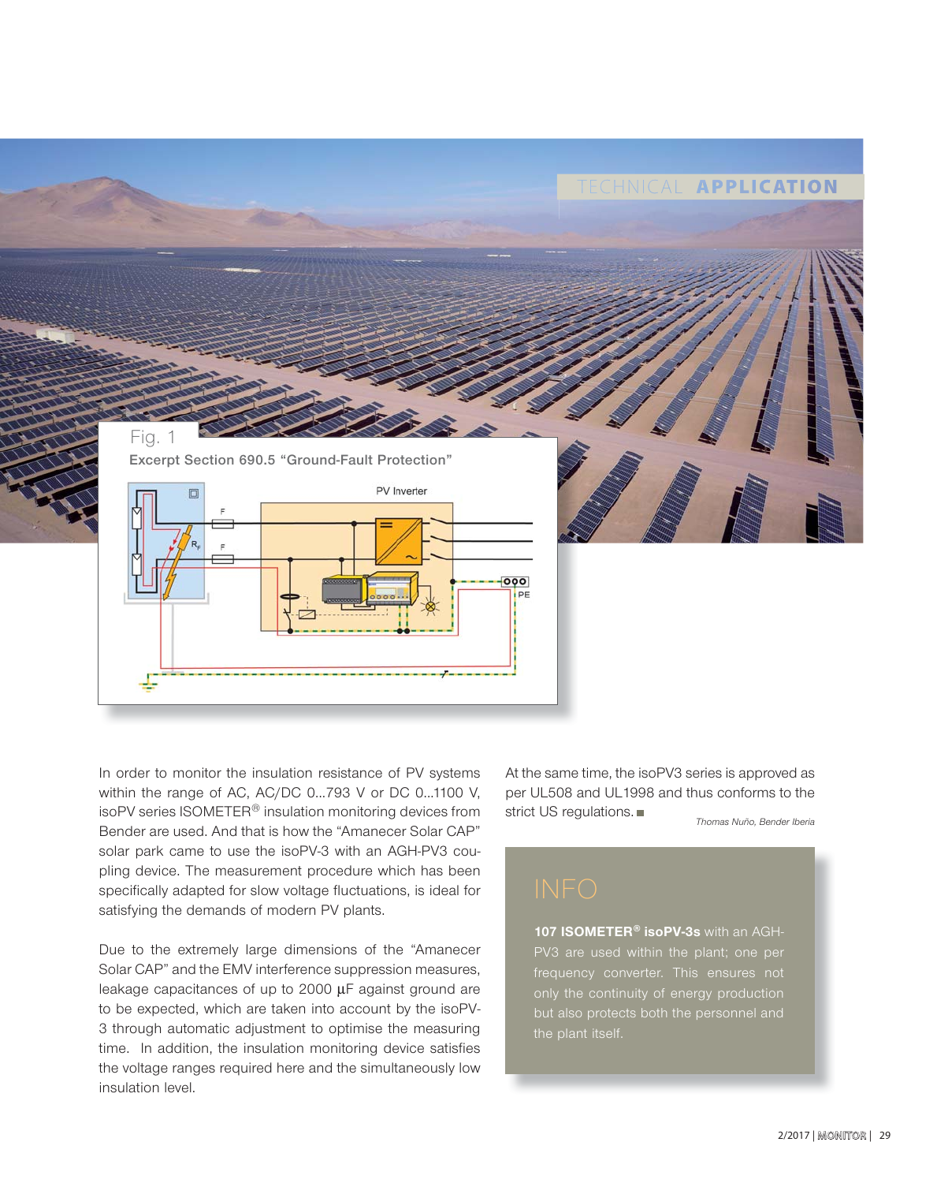TECHNICAL **APPLICATION**

Fig. 1

Excerpt Section 690.5 "Ground-Fault Protection"

PV Inverter

F

F

$R_F$

PE

In order to monitor the insulation resistance of PV systems within the range of AC, AC/DC 0...793 V or DC 0...1100 V, isoPV series ISOMETER® insulation monitoring devices from Bender are used. And that is how the "Amanecer Solar CAP" solar park came to use the isoPV-3 with an AGH-PV3 coupling device. The measurement procedure which has been specifically adapted for slow voltage fluctuations, is ideal for satisfying the demands of modern PV plants.

Due to the extremely large dimensions of the "Amanecer Solar CAP" and the EMV interference suppression measures, leakage capacitances of up to 2000 µF against ground are to be expected, which are taken into account by the isoPV-3 through automatic adjustment to optimise the measuring time. In addition, the insulation monitoring device satisfies the voltage ranges required here and the simultaneously low insulation level.

At the same time, the isoPV3 series is approved as per UL508 and UL1998 and thus conforms to the strict US regulations. ■

*Thomas Nuño, Bender Iberia*

## INFO

**107 ISOMETER® isoPV-3s** with an AGH-PV3 are used within the plant; one per frequency converter. This ensures not only the continuity of energy production but also protects both the personnel and the plant itself.